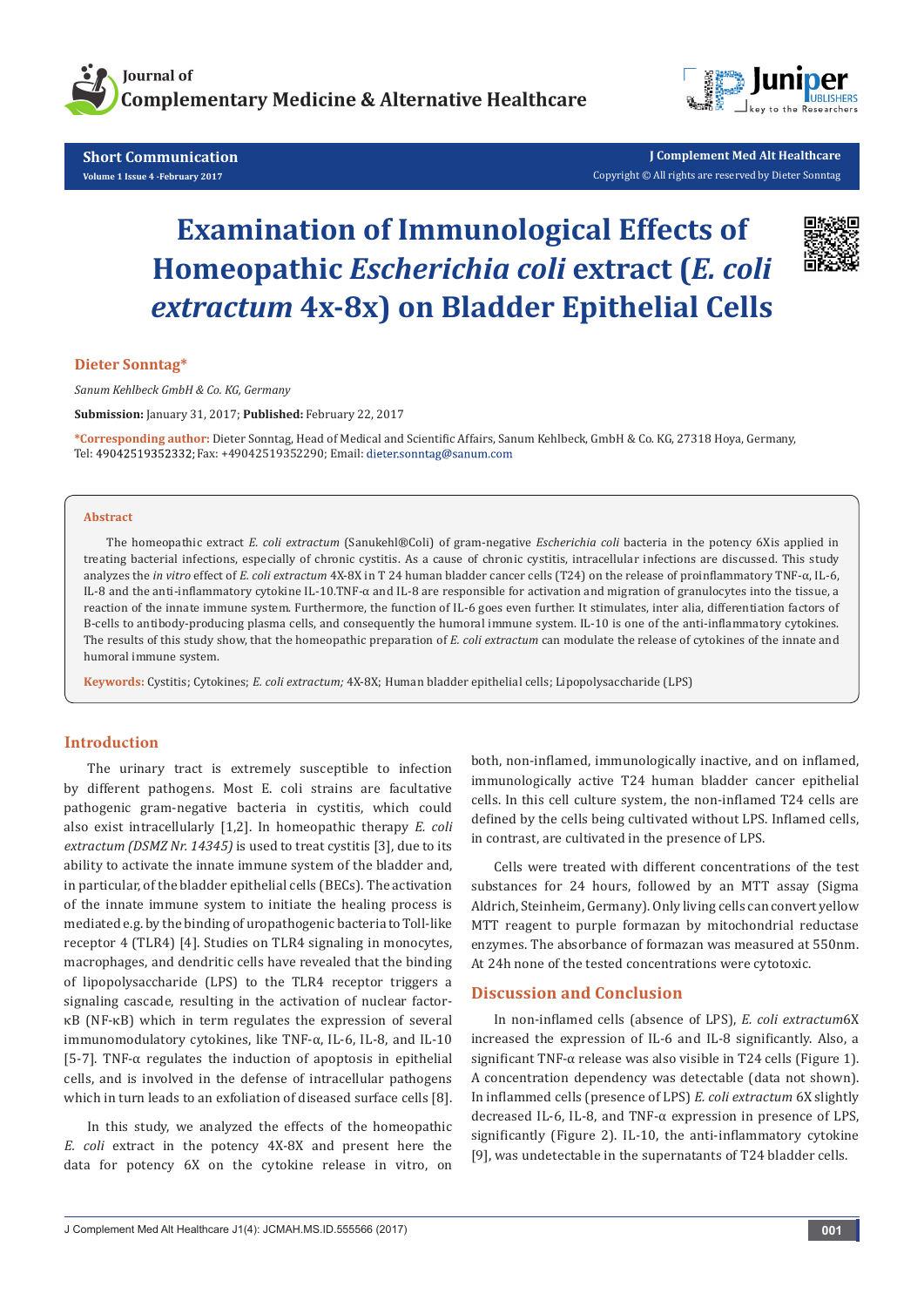# Examination of Immunological Effects of Homeopathic *Escherichia coli* extract (*E. coli extractum* 4x-8x) on Bladder Epithelial Cells

**Dieter Sonntag***

*Sanum Kehlbeck GmbH & Co. KG, Germany*

**Submission:** January 31, 2017; **Published:** February 22, 2017

**\*Corresponding author:** Dieter Sonntag, Head of Medical and Scientific Affairs, Sanum Kehlbeck, GmbH & Co. KG, 27318 Hoya, Germany, Tel: 49042519352332; Fax: +49042519352290; Email: dieter.sonntag@sanum.com

## Abstract

The homeopathic extract *E. coli extractum* (Sanukehl®Coli) of gram-negative *Escherichia coli* bacteria in the potency 6Xis applied in treating bacterial infections, especially of chronic cystitis. As a cause of chronic cystitis, intracellular infections are discussed. This study analyzes the *in vitro* effect of *E. coli extractum* 4X-8X in T 24 human bladder cancer cells (T24) on the release of proinflammatory TNF-α, IL-6, IL-8 and the anti-inflammatory cytokine IL-10.TNF-α and IL-8 are responsible for activation and migration of granulocytes into the tissue, a reaction of the innate immune system. Furthermore, the function of IL-6 goes even further. It stimulates, inter alia, differentiation factors of B-cells to antibody-producing plasma cells, and consequently the humoral immune system. IL-10 is one of the anti-inflammatory cytokines. The results of this study show, that the homeopathic preparation of *E. coli extractum* can modulate the release of cytokines of the innate and humoral immune system.

**Keywords:** Cystitis; Cytokines; *E. coli extractum;* 4X-8X; Human bladder epithelial cells; Lipopolysaccharide (LPS)

## Introduction

The urinary tract is extremely susceptible to infection by different pathogens. Most E. coli strains are facultative pathogenic gram-negative bacteria in cystitis, which could also exist intracellularly [1,2]. In homeopathic therapy *E. coli extractum (DSMZ Nr. 14345)* is used to treat cystitis [3], due to its ability to activate the innate immune system of the bladder and, in particular, of the bladder epithelial cells (BECs). The activation of the innate immune system to initiate the healing process is mediated e.g. by the binding of uropathogenic bacteria to Toll-like receptor 4 (TLR4) [4]. Studies on TLR4 signaling in monocytes, macrophages, and dendritic cells have revealed that the binding of lipopolysaccharide (LPS) to the TLR4 receptor triggers a signaling cascade, resulting in the activation of nuclear factor-κB (NF-κB) which in term regulates the expression of several immunomodulatory cytokines, like TNF-α, IL-6, IL-8, and IL-10 [5-7]. TNF-α regulates the induction of apoptosis in epithelial cells, and is involved in the defense of intracellular pathogens which in turn leads to an exfoliation of diseased surface cells [8].

In this study, we analyzed the effects of the homeopathic *E. coli* extract in the potency 4X-8X and present here the data for potency 6X on the cytokine release in vitro, on both, non-inflamed, immunologically inactive, and on inflamed, immunologically active T24 human bladder cancer epithelial cells. In this cell culture system, the non-inflamed T24 cells are defined by the cells being cultivated without LPS. Inflamed cells, in contrast, are cultivated in the presence of LPS.

Cells were treated with different concentrations of the test substances for 24 hours, followed by an MTT assay (Sigma Aldrich, Steinheim, Germany). Only living cells can convert yellow MTT reagent to purple formazan by mitochondrial reductase enzymes. The absorbance of formazan was measured at 550nm. At 24h none of the tested concentrations were cytotoxic.

## Discussion and Conclusion

In non-inflamed cells (absence of LPS), *E. coli extractum*6X increased the expression of IL-6 and IL-8 significantly. Also, a significant TNF-α release was also visible in T24 cells (Figure 1). A concentration dependency was detectable (data not shown). In inflammed cells (presence of LPS) *E. coli extractum* 6X slightly decreased IL-6, IL-8, and TNF-α expression in presence of LPS, significantly (Figure 2). IL-10, the anti-inflammatory cytokine [9], was undetectable in the supernatants of T24 bladder cells.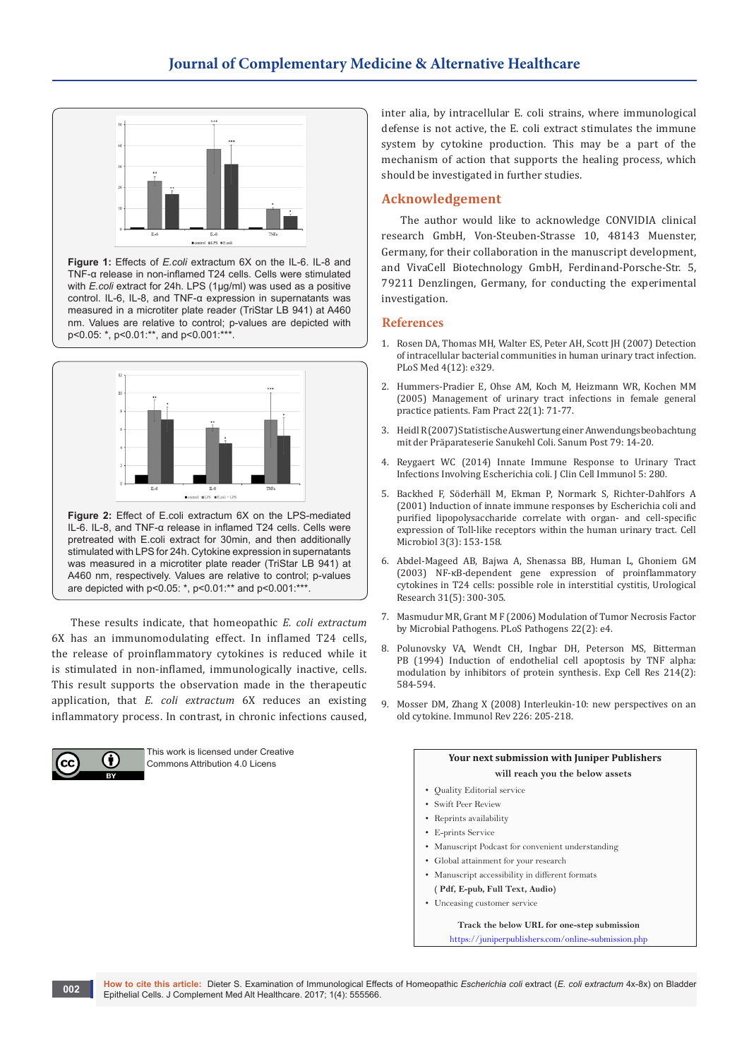50
40
30
20
10
0
**
**
***
***
*
*
IL-6
IL-8
TNFa
■control ■LPS ■E.coli

**Figure 1:** Effects of *E.coli* extractum 6X on the IL-6. IL-8 and TNF-α release in non-inflamed T24 cells. Cells were stimulated with *E.coli* extract for 24h. LPS (1µg/ml) was used as a positive control. IL-6, IL-8, and TNF-α expression in supernatants was measured in a microtiter plate reader (TriStar LB 941) at A460 nm. Values are relative to control; p-values are depicted with p<0.05: *, p<0.01:**, and p<0.001:***.

12
10
8
6
4
2
0
**
*
**
*
***
*
IL-6
IL-8
TNFa
■control ■LPS ■E.coli + LPS

**Figure 2:** Effect of E.coli extractum 6X on the LPS-mediated IL-6. IL-8, and TNF-α release in inflamed T24 cells. Cells were pretreated with E.coli extract for 30min, and then additionally stimulated with LPS for 24h. Cytokine expression in supernatants was measured in a microtiter plate reader (TriStar LB 941) at A460 nm, respectively. Values are relative to control; p-values are depicted with p<0.05: *, p<0.01:** and p<0.001:***.

These results indicate, that homeopathic *E. coli extractum* 6X has an immunomodulating effect. In inflamed T24 cells, the release of proinflammatory cytokines is reduced while it is stimulated in non-inflamed, immunologically inactive, cells. This result supports the observation made in the therapeutic application, that *E. coli extractum* 6X reduces an existing inflammatory process. In contrast, in chronic infections caused, inter alia, by intracellular E. coli strains, where immunological defense is not active, the E. coli extract stimulates the immune system by cytokine production. This may be a part of the mechanism of action that supports the healing process, which should be investigated in further studies.

## Acknowledgement

The author would like to acknowledge CONVIDIA clinical research GmbH, Von-Steuben-Strasse 10, 48143 Muenster, Germany, for their collaboration in the manuscript development, and VivaCell Biotechnology GmbH, Ferdinand-Porsche-Str. 5, 79211 Denzlingen, Germany, for conducting the experimental investigation.

## References

1. Rosen DA, Thomas MH, Walter ES, Peter AH, Scott JH (2007) Detection of intracellular bacterial communities in human urinary tract infection. PLoS Med 4(12): e329.
2. Hummers-Pradier E, Ohse AM, Koch M, Heizmann WR, Kochen MM (2005) Management of urinary tract infections in female general practice patients. Fam Pract 22(1): 71-77.
3. Heidl R (2007) Statistische Auswertung einer Anwendungsbeobachtung mit der Präparateserie Sanukehl Coli. Sanum Post 79: 14-20.
4. Reygaert WC (2014) Innate Immune Response to Urinary Tract Infections Involving Escherichia coli. J Clin Cell Immunol 5: 280.
5. Backhed F, Söderhäll M, Ekman P, Normark S, Richter-Dahlfors A (2001) Induction of innate immune responses by Escherichia coli and purified lipopolysaccharide correlate with organ- and cell-specific expression of Toll-like receptors within the human urinary tract. Cell Microbiol 3(3): 153-158.
6. Abdel-Mageed AB, Bajwa A, Shenassa BB, Human L, Ghoniem GM (2003) NF-κB-dependent gene expression of proinflammatory cytokines in T24 cells: possible role in interstitial cystitis, Urological Research 31(5): 300-305.
7. Masmudur MR, Grant M F (2006) Modulation of Tumor Necrosis Factor by Microbial Pathogens. PLoS Pathogens 22(2): e4.
8. Polunovsky VA, Wendt CH, Ingbar DH, Peterson MS, Bitterman PB (1994) Induction of endothelial cell apoptosis by TNF alpha: modulation by inhibitors of protein synthesis. Exp Cell Res 214(2): 584-594.
9. Mosser DM, Zhang X (2008) Interleukin-10: new perspectives on an old cytokine. Immunol Rev 226: 205-218.

This work is licensed under Creative Commons Attribution 4.0 Licens

**Your next submission with Juniper Publishers will reach you the below assets**

- Quality Editorial service
- Swift Peer Review
- Reprints availability
- E-prints Service
- Manuscript Podcast for convenient understanding
- Global attainment for your research
- Manuscript accessibility in different formats
  **( Pdf, E-pub, Full Text, Audio)**
- Unceasing customer service

**Track the below URL for one-step submission**
https://juniperpublishers.com/online-submission.php

**How to cite this article:** Dieter S. Examination of Immunological Effects of Homeopathic *Escherichia coli* extract (*E. coli extractum* 4x-8x) on Bladder Epithelial Cells. J Complement Med Alt Healthcare. 2017; 1(4): 555566.